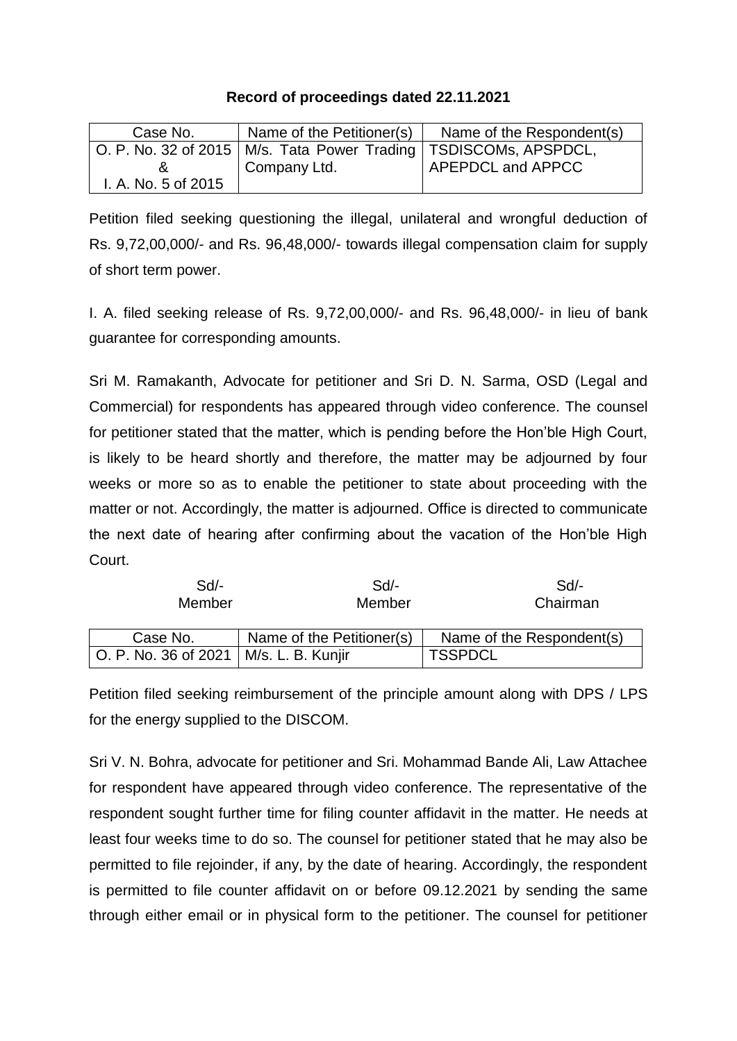**Record of proceedings dated 22.11.2021**

| Case No. | Name of the Petitioner(s) | Name of the Respondent(s) |
|---|---|---|
| O. P. No. 32 of 2015 & I. A. No. 5 of 2015 | M/s. Tata Power Trading Company Ltd. | TSDISCOMs, APSPDCL, APEPDCL and APPCC |

Petition filed seeking questioning the illegal, unilateral and wrongful deduction of Rs. 9,72,00,000/- and Rs. 96,48,000/- towards illegal compensation claim for supply of short term power.

I. A. filed seeking release of Rs. 9,72,00,000/- and Rs. 96,48,000/- in lieu of bank guarantee for corresponding amounts.

Sri M. Ramakanth, Advocate for petitioner and Sri D. N. Sarma, OSD (Legal and Commercial) for respondents has appeared through video conference. The counsel for petitioner stated that the matter, which is pending before the Hon'ble High Court, is likely to be heard shortly and therefore, the matter may be adjourned by four weeks or more so as to enable the petitioner to state about proceeding with the matter or not. Accordingly, the matter is adjourned. Office is directed to communicate the next date of hearing after confirming about the vacation of the Hon'ble High Court.

| Sd/- | Sd/- | Sd/- |
|---|---|---|
| Member | Member | Chairman |

| Case No. | Name of the Petitioner(s) | Name of the Respondent(s) |
|---|---|---|
| O. P. No. 36 of 2021 | M/s. L. B. Kunjir | TSSPDCL |

Petition filed seeking reimbursement of the principle amount along with DPS / LPS for the energy supplied to the DISCOM.

Sri V. N. Bohra, advocate for petitioner and Sri. Mohammad Bande Ali, Law Attachee for respondent have appeared through video conference. The representative of the respondent sought further time for filing counter affidavit in the matter. He needs at least four weeks time to do so. The counsel for petitioner stated that he may also be permitted to file rejoinder, if any, by the date of hearing. Accordingly, the respondent is permitted to file counter affidavit on or before 09.12.2021 by sending the same through either email or in physical form to the petitioner. The counsel for petitioner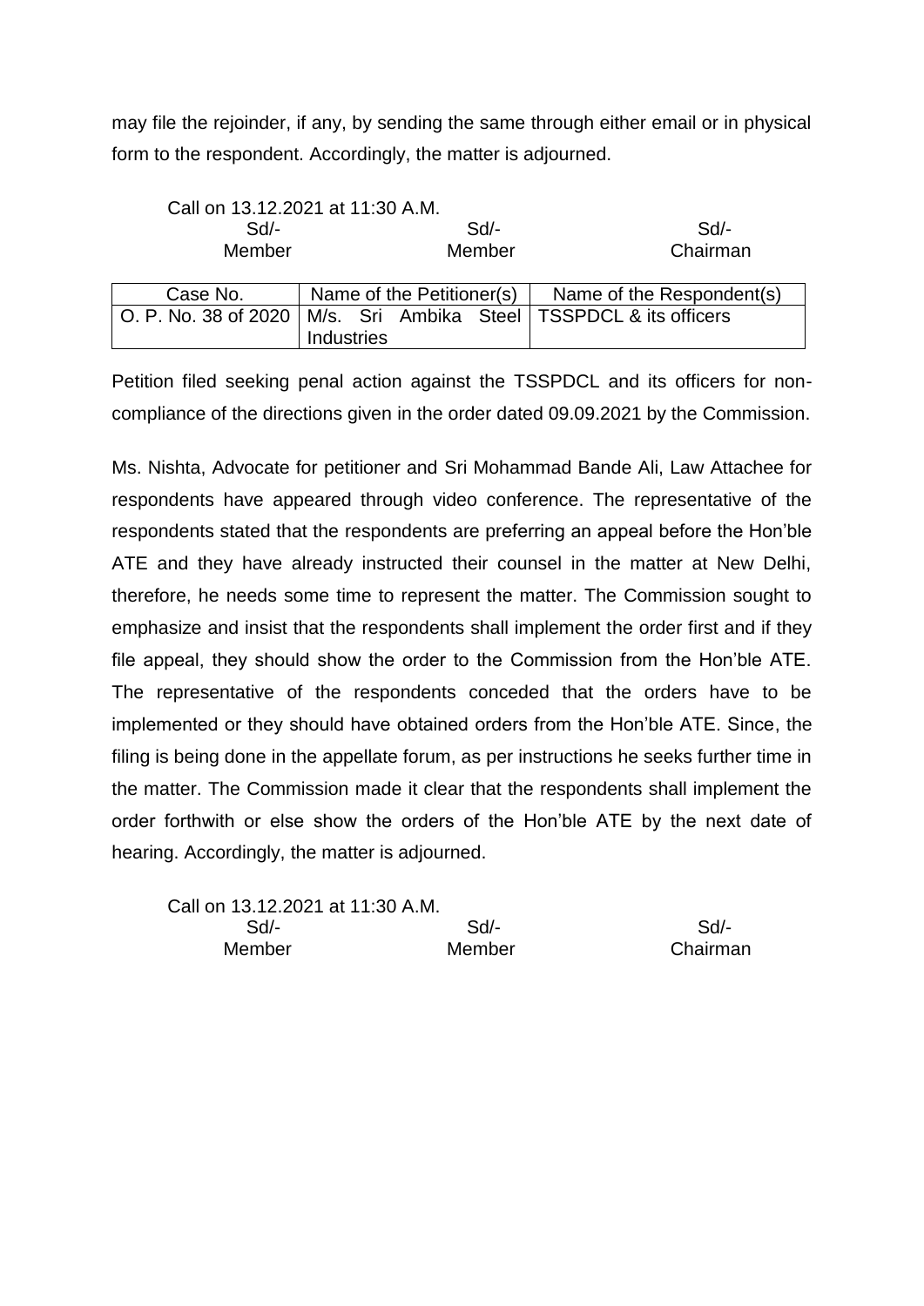may file the rejoinder, if any, by sending the same through either email or in physical form to the respondent. Accordingly, the matter is adjourned.

Call on 13.12.2021 at 11:30 A.M.

| Sd/- | Sd/- | Sd/- |
|---|---|---|
| Member | Member | Chairman |

| Case No. | Name of the Petitioner(s) | Name of the Respondent(s) |
|---|---|---|
| O. P. No. 38 of 2020 | M/s. Sri Ambika Steel Industries | TSSPDCL & its officers |

Petition filed seeking penal action against the TSSPDCL and its officers for non-compliance of the directions given in the order dated 09.09.2021 by the Commission.

Ms. Nishta, Advocate for petitioner and Sri Mohammad Bande Ali, Law Attachee for respondents have appeared through video conference. The representative of the respondents stated that the respondents are preferring an appeal before the Hon'ble ATE and they have already instructed their counsel in the matter at New Delhi, therefore, he needs some time to represent the matter. The Commission sought to emphasize and insist that the respondents shall implement the order first and if they file appeal, they should show the order to the Commission from the Hon'ble ATE. The representative of the respondents conceded that the orders have to be implemented or they should have obtained orders from the Hon'ble ATE. Since, the filing is being done in the appellate forum, as per instructions he seeks further time in the matter. The Commission made it clear that the respondents shall implement the order forthwith or else show the orders of the Hon'ble ATE by the next date of hearing. Accordingly, the matter is adjourned.

Call on 13.12.2021 at 11:30 A.M.

| Sd/- | Sd/- | Sd/- |
|---|---|---|
| Member | Member | Chairman |